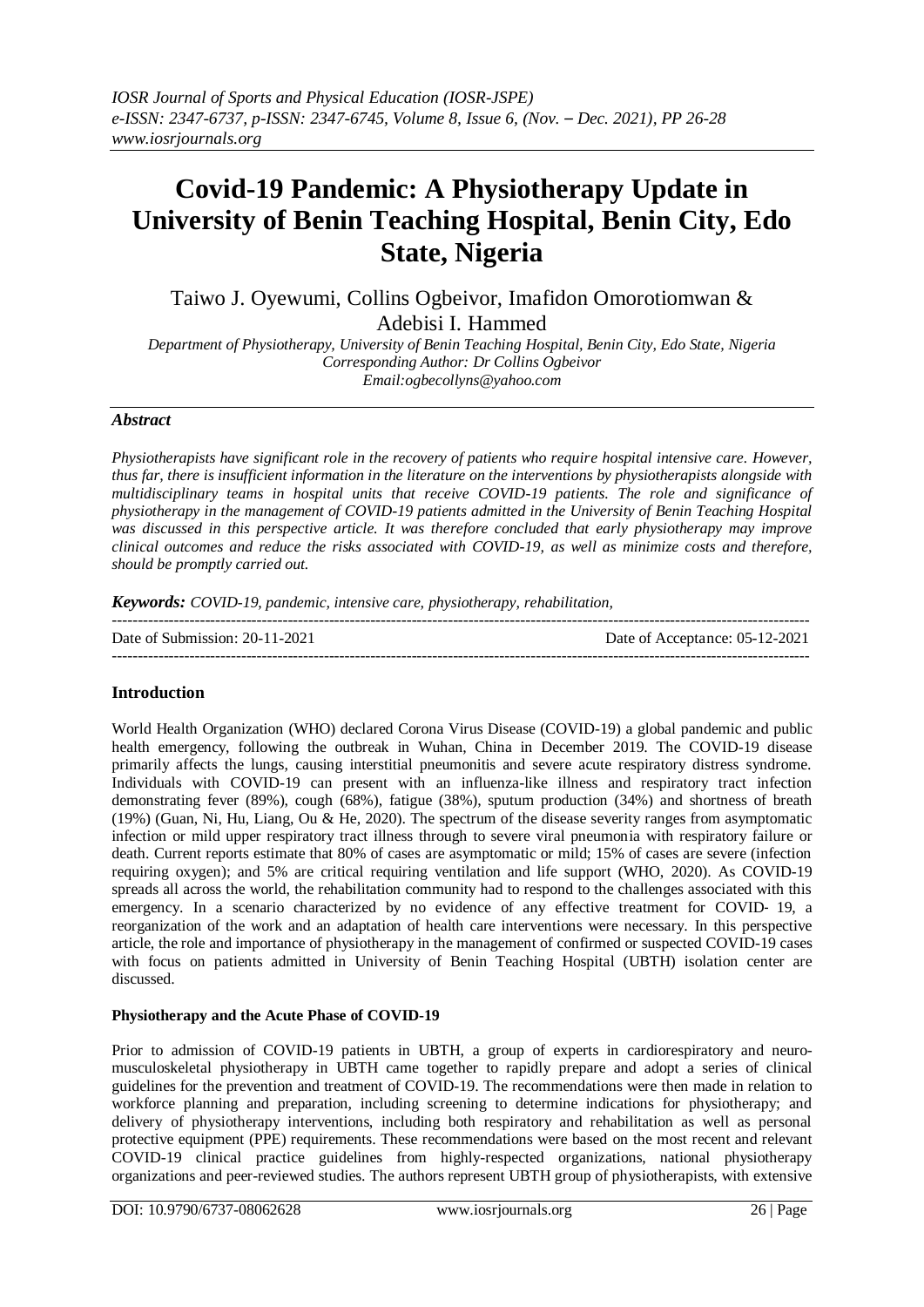# Covid-19 Pandemic: A Physiotherapy Update in University of Benin Teaching Hospital, Benin City, Edo State, Nigeria

Taiwo J. Oyewumi, Collins Ogbeivor, Imafidon Omorotiomwan & Adebisi I. Hammed

*Department of Physiotherapy, University of Benin Teaching Hospital, Benin City, Edo State, Nigeria*
*Corresponding Author: Dr Collins Ogbeivor*
*Email:ogbecollyns@yahoo.com*

## *Abstract*

*Physiotherapists have significant role in the recovery of patients who require hospital intensive care. However, thus far, there is insufficient information in the literature on the interventions by physiotherapists alongside with multidisciplinary teams in hospital units that receive COVID-19 patients. The role and significance of physiotherapy in the management of COVID-19 patients admitted in the University of Benin Teaching Hospital was discussed in this perspective article. It was therefore concluded that early physiotherapy may improve clinical outcomes and reduce the risks associated with COVID-19, as well as minimize costs and therefore, should be promptly carried out.*

***Keywords:*** *COVID-19, pandemic, intensive care, physiotherapy, rehabilitation,*

Date of Submission: 20-11-2021 — Date of Acceptance: 05-12-2021

## Introduction

World Health Organization (WHO) declared Corona Virus Disease (COVID-19) a global pandemic and public health emergency, following the outbreak in Wuhan, China in December 2019. The COVID-19 disease primarily affects the lungs, causing interstitial pneumonitis and severe acute respiratory distress syndrome. Individuals with COVID-19 can present with an influenza-like illness and respiratory tract infection demonstrating fever (89%), cough (68%), fatigue (38%), sputum production (34%) and shortness of breath (19%) (Guan, Ni, Hu, Liang, Ou & He, 2020). The spectrum of the disease severity ranges from asymptomatic infection or mild upper respiratory tract illness through to severe viral pneumonia with respiratory failure or death. Current reports estimate that 80% of cases are asymptomatic or mild; 15% of cases are severe (infection requiring oxygen); and 5% are critical requiring ventilation and life support (WHO, 2020). As COVID-19 spreads all across the world, the rehabilitation community had to respond to the challenges associated with this emergency. In a scenario characterized by no evidence of any effective treatment for COVID- 19, a reorganization of the work and an adaptation of health care interventions were necessary. In this perspective article, the role and importance of physiotherapy in the management of confirmed or suspected COVID-19 cases with focus on patients admitted in University of Benin Teaching Hospital (UBTH) isolation center are discussed.

### Physiotherapy and the Acute Phase of COVID-19

Prior to admission of COVID-19 patients in UBTH, a group of experts in cardiorespiratory and neuro-musculoskeletal physiotherapy in UBTH came together to rapidly prepare and adopt a series of clinical guidelines for the prevention and treatment of COVID-19. The recommendations were then made in relation to workforce planning and preparation, including screening to determine indications for physiotherapy; and delivery of physiotherapy interventions, including both respiratory and rehabilitation as well as personal protective equipment (PPE) requirements. These recommendations were based on the most recent and relevant COVID-19 clinical practice guidelines from highly-respected organizations, national physiotherapy organizations and peer-reviewed studies. The authors represent UBTH group of physiotherapists, with extensive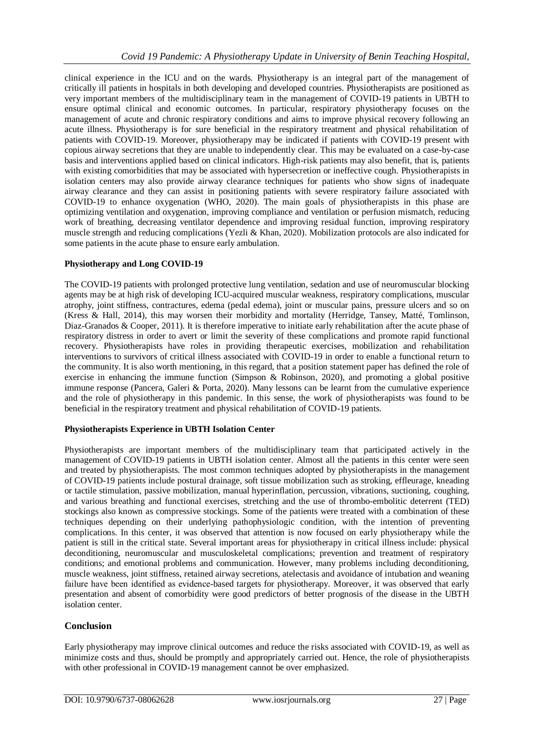clinical experience in the ICU and on the wards. Physiotherapy is an integral part of the management of critically ill patients in hospitals in both developing and developed countries. Physiotherapists are positioned as very important members of the multidisciplinary team in the management of COVID-19 patients in UBTH to ensure optimal clinical and economic outcomes. In particular, respiratory physiotherapy focuses on the management of acute and chronic respiratory conditions and aims to improve physical recovery following an acute illness. Physiotherapy is for sure beneficial in the respiratory treatment and physical rehabilitation of patients with COVID-19. Moreover, physiotherapy may be indicated if patients with COVID-19 present with copious airway secretions that they are unable to independently clear. This may be evaluated on a case-by-case basis and interventions applied based on clinical indicators. High-risk patients may also benefit, that is, patients with existing comorbidities that may be associated with hypersecretion or ineffective cough. Physiotherapists in isolation centers may also provide airway clearance techniques for patients who show signs of inadequate airway clearance and they can assist in positioning patients with severe respiratory failure associated with COVID-19 to enhance oxygenation (WHO, 2020). The main goals of physiotherapists in this phase are optimizing ventilation and oxygenation, improving compliance and ventilation or perfusion mismatch, reducing work of breathing, decreasing ventilator dependence and improving residual function, improving respiratory muscle strength and reducing complications (Yezli & Khan, 2020). Mobilization protocols are also indicated for some patients in the acute phase to ensure early ambulation.

**Physiotherapy and Long COVID-19**

The COVID-19 patients with prolonged protective lung ventilation, sedation and use of neuromuscular blocking agents may be at high risk of developing ICU-acquired muscular weakness, respiratory complications, muscular atrophy, joint stiffness, contractures, edema (pedal edema), joint or muscular pains, pressure ulcers and so on (Kress & Hall, 2014), this may worsen their morbidity and mortality (Herridge, Tansey, Matté, Tomlinson, Diaz-Granados & Cooper, 2011). It is therefore imperative to initiate early rehabilitation after the acute phase of respiratory distress in order to avert or limit the severity of these complications and promote rapid functional recovery. Physiotherapists have roles in providing therapeutic exercises, mobilization and rehabilitation interventions to survivors of critical illness associated with COVID-19 in order to enable a functional return to the community. It is also worth mentioning, in this regard, that a position statement paper has defined the role of exercise in enhancing the immune function (Simpson & Robinson, 2020), and promoting a global positive immune response (Pancera, Galeri & Porta, 2020). Many lessons can be learnt from the cumulative experience and the role of physiotherapy in this pandemic. In this sense, the work of physiotherapists was found to be beneficial in the respiratory treatment and physical rehabilitation of COVID-19 patients.

**Physiotherapists Experience in UBTH Isolation Center**

Physiotherapists are important members of the multidisciplinary team that participated actively in the management of COVID-19 patients in UBTH isolation center. Almost all the patients in this center were seen and treated by physiotherapists. The most common techniques adopted by physiotherapists in the management of COVID-19 patients include postural drainage, soft tissue mobilization such as stroking, effleurage, kneading or tactile stimulation, passive mobilization, manual hyperinflation, percussion, vibrations, suctioning, coughing, and various breathing and functional exercises, stretching and the use of thrombo-embolitic deterrent (TED) stockings also known as compressive stockings. Some of the patients were treated with a combination of these techniques depending on their underlying pathophysiologic condition, with the intention of preventing complications. In this center, it was observed that attention is now focused on early physiotherapy while the patient is still in the critical state. Several important areas for physiotherapy in critical illness include: physical deconditioning, neuromuscular and musculoskeletal complications; prevention and treatment of respiratory conditions; and emotional problems and communication. However, many problems including deconditioning, muscle weakness, joint stiffness, retained airway secretions, atelectasis and avoidance of intubation and weaning failure have been identified as evidence-based targets for physiotherapy. Moreover, it was observed that early presentation and absent of comorbidity were good predictors of better prognosis of the disease in the UBTH isolation center.

## Conclusion

Early physiotherapy may improve clinical outcomes and reduce the risks associated with COVID-19, as well as minimize costs and thus, should be promptly and appropriately carried out. Hence, the role of physiotherapists with other professional in COVID-19 management cannot be over emphasized.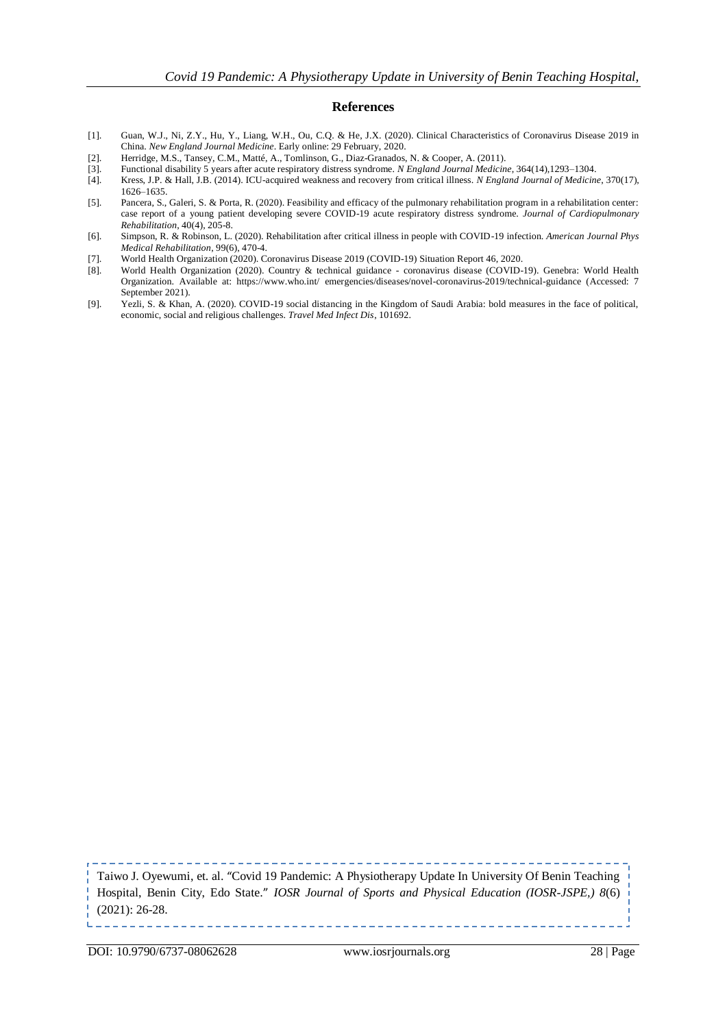## References

[1]. Guan, W.J., Ni, Z.Y., Hu, Y., Liang, W.H., Ou, C.Q. & He, J.X. (2020). Clinical Characteristics of Coronavirus Disease 2019 in China. *New England Journal Medicine*. Early online: 29 February, 2020.

[2]. Herridge, M.S., Tansey, C.M., Matté, A., Tomlinson, G., Diaz-Granados, N. & Cooper, A. (2011).

[3]. Functional disability 5 years after acute respiratory distress syndrome. *N England Journal Medicine*, 364(14),1293–1304.

[4]. Kress, J.P. & Hall, J.B. (2014). ICU-acquired weakness and recovery from critical illness. *N England Journal of Medicine*, 370(17), 1626–1635.

[5]. Pancera, S., Galeri, S. & Porta, R. (2020). Feasibility and efficacy of the pulmonary rehabilitation program in a rehabilitation center: case report of a young patient developing severe COVID-19 acute respiratory distress syndrome. *Journal of Cardiopulmonary Rehabilitation*, 40(4), 205-8.

[6]. Simpson, R. & Robinson, L. (2020). Rehabilitation after critical illness in people with COVID-19 infection. *American Journal Phys Medical Rehabilitation*, 99(6), 470-4.

[7]. World Health Organization (2020). Coronavirus Disease 2019 (COVID-19) Situation Report 46, 2020.

[8]. World Health Organization (2020). Country & technical guidance - coronavirus disease (COVID-19). Genebra: World Health Organization. Available at: https://www.who.int/ emergencies/diseases/novel-coronavirus-2019/technical-guidance (Accessed: 7 September 2021).

[9]. Yezli, S. & Khan, A. (2020). COVID-19 social distancing in the Kingdom of Saudi Arabia: bold measures in the face of political, economic, social and religious challenges. *Travel Med Infect Dis*, 101692.

Taiwo J. Oyewumi, et. al. "Covid 19 Pandemic: A Physiotherapy Update In University Of Benin Teaching Hospital, Benin City, Edo State." *IOSR Journal of Sports and Physical Education (IOSR-JSPE,) 8*(6) (2021): 26-28.